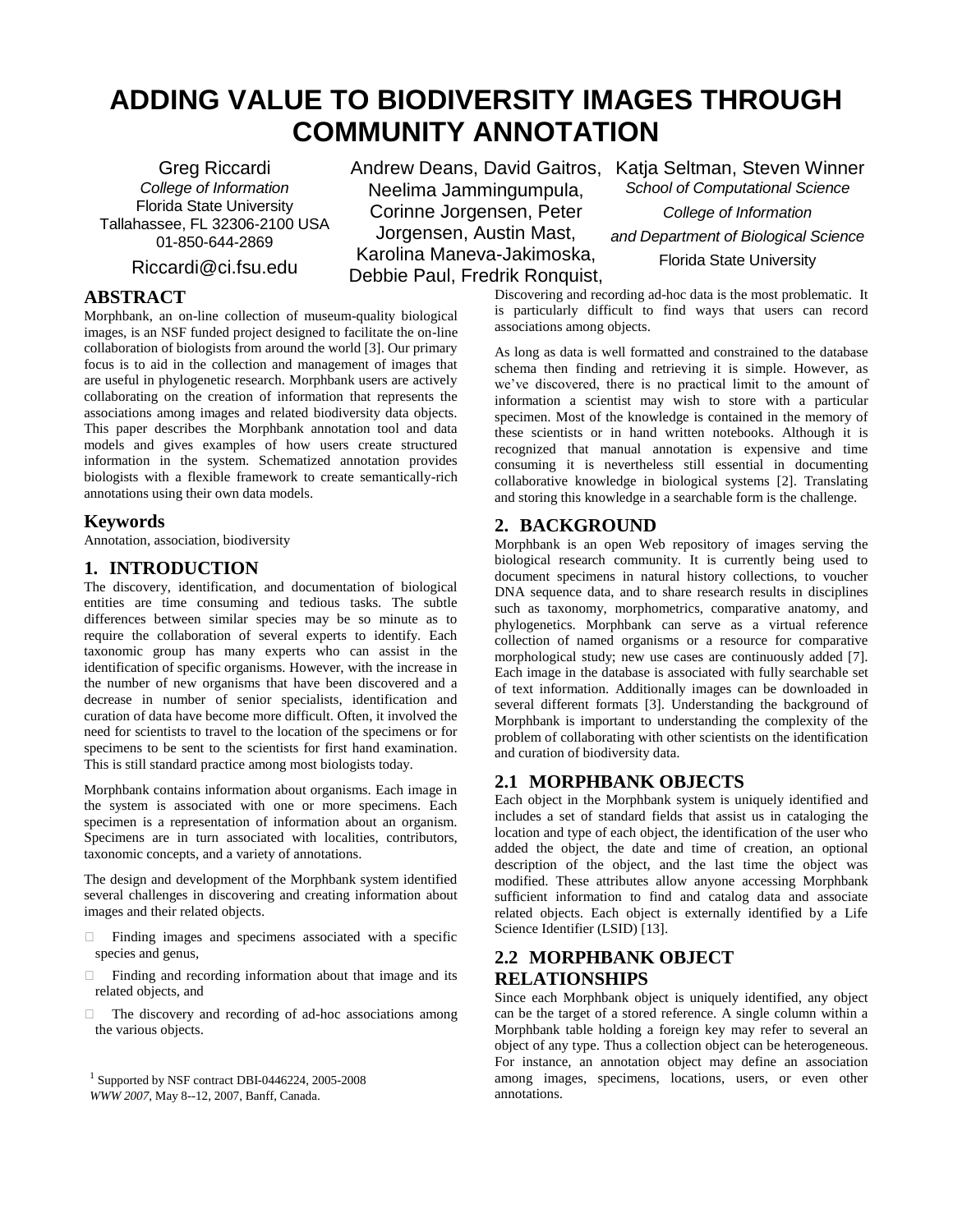# ADDING VALUE TO BIODIVERSITY IMAGES THROUGH COMMUNITY ANNOTATION

Greg Riccardi
*College of Information*
Florida State University
Tallahassee, FL 32306-2100 USA
01-850-644-2869
Riccardi@ci.fsu.edu

Andrew Deans, David Gaitros, Neelima Jammingumpula, Corinne Jorgensen, Peter Jorgensen, Austin Mast, Karolina Maneva-Jakimoska, Debbie Paul, Fredrik Ronquist,

Katja Seltman, Steven Winner
*School of Computational Science*
*College of Information*
*and Department of Biological Science*
Florida State University

## ABSTRACT

Morphbank, an on-line collection of museum-quality biological images, is an NSF funded project designed to facilitate the on-line collaboration of biologists from around the world [3]. Our primary focus is to aid in the collection and management of images that are useful in phylogenetic research. Morphbank users are actively collaborating on the creation of information that represents the associations among images and related biodiversity data objects. This paper describes the Morphbank annotation tool and data models and gives examples of how users create structured information in the system. Schematized annotation provides biologists with a flexible framework to create semantically-rich annotations using their own data models.

## Keywords

Annotation, association, biodiversity

## 1. INTRODUCTION

The discovery, identification, and documentation of biological entities are time consuming and tedious tasks. The subtle differences between similar species may be so minute as to require the collaboration of several experts to identify. Each taxonomic group has many experts who can assist in the identification of specific organisms. However, with the increase in the number of new organisms that have been discovered and a decrease in number of senior specialists, identification and curation of data have become more difficult. Often, it involved the need for scientists to travel to the location of the specimens or for specimens to be sent to the scientists for first hand examination. This is still standard practice among most biologists today.

Morphbank contains information about organisms. Each image in the system is associated with one or more specimens. Each specimen is a representation of information about an organism. Specimens are in turn associated with localities, contributors, taxonomic concepts, and a variety of annotations.

The design and development of the Morphbank system identified several challenges in discovering and creating information about images and their related objects.

- Finding images and specimens associated with a specific species and genus,
- Finding and recording information about that image and its related objects, and
- The discovery and recording of ad-hoc associations among the various objects.

[1] Supported by NSF contract DBI-0446224, 2005-2008
*WWW 2007*, May 8--12, 2007, Banff, Canada.

Discovering and recording ad-hoc data is the most problematic. It is particularly difficult to find ways that users can record associations among objects.

As long as data is well formatted and constrained to the database schema then finding and retrieving it is simple. However, as we've discovered, there is no practical limit to the amount of information a scientist may wish to store with a particular specimen. Most of the knowledge is contained in the memory of these scientists or in hand written notebooks. Although it is recognized that manual annotation is expensive and time consuming it is nevertheless still essential in documenting collaborative knowledge in biological systems [2]. Translating and storing this knowledge in a searchable form is the challenge.

## 2. BACKGROUND

Morphbank is an open Web repository of images serving the biological research community. It is currently being used to document specimens in natural history collections, to voucher DNA sequence data, and to share research results in disciplines such as taxonomy, morphometrics, comparative anatomy, and phylogenetics. Morphbank can serve as a virtual reference collection of named organisms or a resource for comparative morphological study; new use cases are continuously added [7]. Each image in the database is associated with fully searchable set of text information. Additionally images can be downloaded in several different formats [3]. Understanding the background of Morphbank is important to understanding the complexity of the problem of collaborating with other scientists on the identification and curation of biodiversity data.

### 2.1 MORPHBANK OBJECTS

Each object in the Morphbank system is uniquely identified and includes a set of standard fields that assist us in cataloging the location and type of each object, the identification of the user who added the object, the date and time of creation, an optional description of the object, and the last time the object was modified. These attributes allow anyone accessing Morphbank sufficient information to find and catalog data and associate related objects. Each object is externally identified by a Life Science Identifier (LSID) [13].

### 2.2 MORPHBANK OBJECT RELATIONSHIPS

Since each Morphbank object is uniquely identified, any object can be the target of a stored reference. A single column within a Morphbank table holding a foreign key may refer to several an object of any type. Thus a collection object can be heterogeneous. For instance, an annotation object may define an association among images, specimens, locations, users, or even other annotations.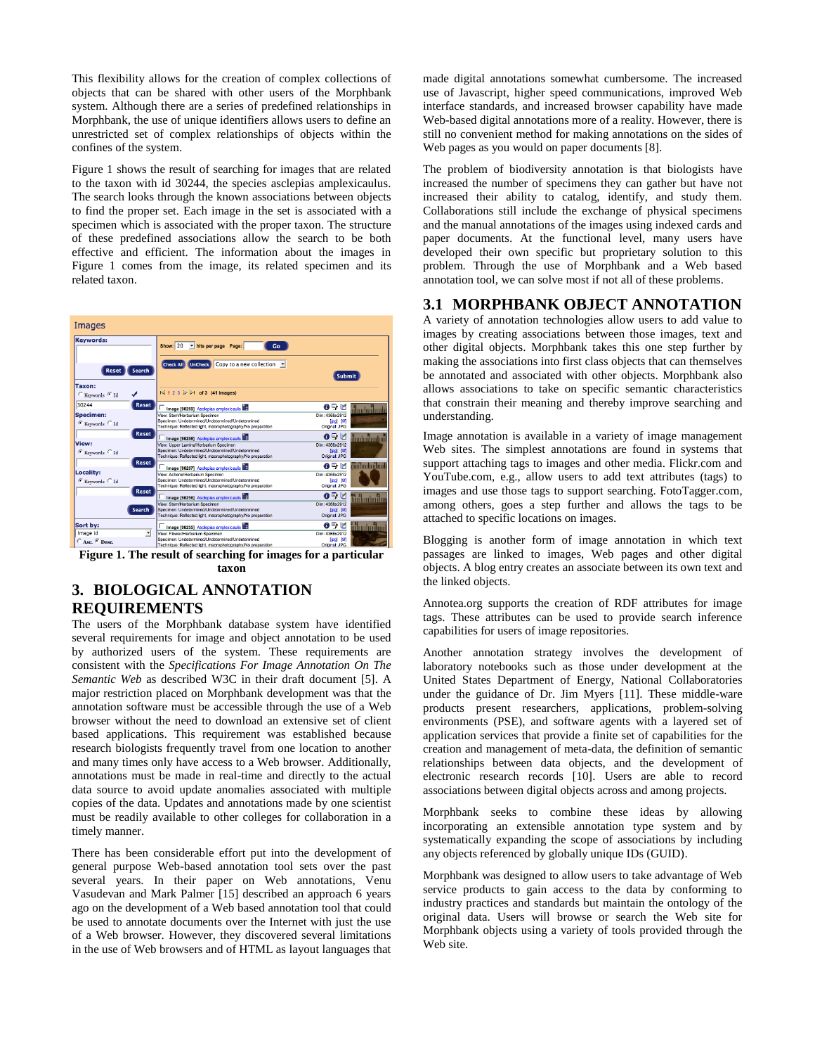This flexibility allows for the creation of complex collections of objects that can be shared with other users of the Morphbank system. Although there are a series of predefined relationships in Morphbank, the use of unique identifiers allows users to define an unrestricted set of complex relationships of objects within the confines of the system.

Figure 1 shows the result of searching for images that are related to the taxon with id 30244, the species asclepias amplexicaulus. The search looks through the known associations between objects to find the proper set. Each image in the set is associated with a specimen which is associated with the proper taxon. The structure of these predefined associations allow the search to be both effective and efficient. The information about the images in Figure 1 comes from the image, its related specimen and its related taxon.

**Figure 1. The result of searching for images for a particular taxon**

## 3. BIOLOGICAL ANNOTATION REQUIREMENTS

The users of the Morphbank database system have identified several requirements for image and object annotation to be used by authorized users of the system. These requirements are consistent with the *Specifications For Image Annotation On The Semantic Web* as described W3C in their draft document [5]. A major restriction placed on Morphbank development was that the annotation software must be accessible through the use of a Web browser without the need to download an extensive set of client based applications. This requirement was established because research biologists frequently travel from one location to another and many times only have access to a Web browser. Additionally, annotations must be made in real-time and directly to the actual data source to avoid update anomalies associated with multiple copies of the data. Updates and annotations made by one scientist must be readily available to other colleges for collaboration in a timely manner.

There has been considerable effort put into the development of general purpose Web-based annotation tool sets over the past several years. In their paper on Web annotations, Venu Vasudevan and Mark Palmer [15] described an approach 6 years ago on the development of a Web based annotation tool that could be used to annotate documents over the Internet with just the use of a Web browser. However, they discovered several limitations in the use of Web browsers and of HTML as layout languages that made digital annotations somewhat cumbersome. The increased use of Javascript, higher speed communications, improved Web interface standards, and increased browser capability have made Web-based digital annotations more of a reality. However, there is still no convenient method for making annotations on the sides of Web pages as you would on paper documents [8].

The problem of biodiversity annotation is that biologists have increased the number of specimens they can gather but have not increased their ability to catalog, identify, and study them. Collaborations still include the exchange of physical specimens and the manual annotations of the images using indexed cards and paper documents. At the functional level, many users have developed their own specific but proprietary solution to this problem. Through the use of Morphbank and a Web based annotation tool, we can solve most if not all of these problems.

### 3.1 MORPHBANK OBJECT ANNOTATION

A variety of annotation technologies allow users to add value to images by creating associations between those images, text and other digital objects. Morphbank takes this one step further by making the associations into first class objects that can themselves be annotated and associated with other objects. Morphbank also allows associations to take on specific semantic characteristics that constrain their meaning and thereby improve searching and understanding.

Image annotation is available in a variety of image management Web sites. The simplest annotations are found in systems that support attaching tags to images and other media. Flickr.com and YouTube.com, e.g., allow users to add text attributes (tags) to images and use those tags to support searching. FotoTagger.com, among others, goes a step further and allows the tags to be attached to specific locations on images.

Blogging is another form of image annotation in which text passages are linked to images, Web pages and other digital objects. A blog entry creates an associate between its own text and the linked objects.

Annotea.org supports the creation of RDF attributes for image tags. These attributes can be used to provide search inference capabilities for users of image repositories.

Another annotation strategy involves the development of laboratory notebooks such as those under development at the United States Department of Energy, National Collaboratories under the guidance of Dr. Jim Myers [11]. These middle-ware products present researchers, applications, problem-solving environments (PSE), and software agents with a layered set of application services that provide a finite set of capabilities for the creation and management of meta-data, the definition of semantic relationships between data objects, and the development of electronic research records [10]. Users are able to record associations between digital objects across and among projects.

Morphbank seeks to combine these ideas by allowing incorporating an extensible annotation type system and by systematically expanding the scope of associations by including any objects referenced by globally unique IDs (GUID).

Morphbank was designed to allow users to take advantage of Web service products to gain access to the data by conforming to industry practices and standards but maintain the ontology of the original data. Users will browse or search the Web site for Morphbank objects using a variety of tools provided through the Web site.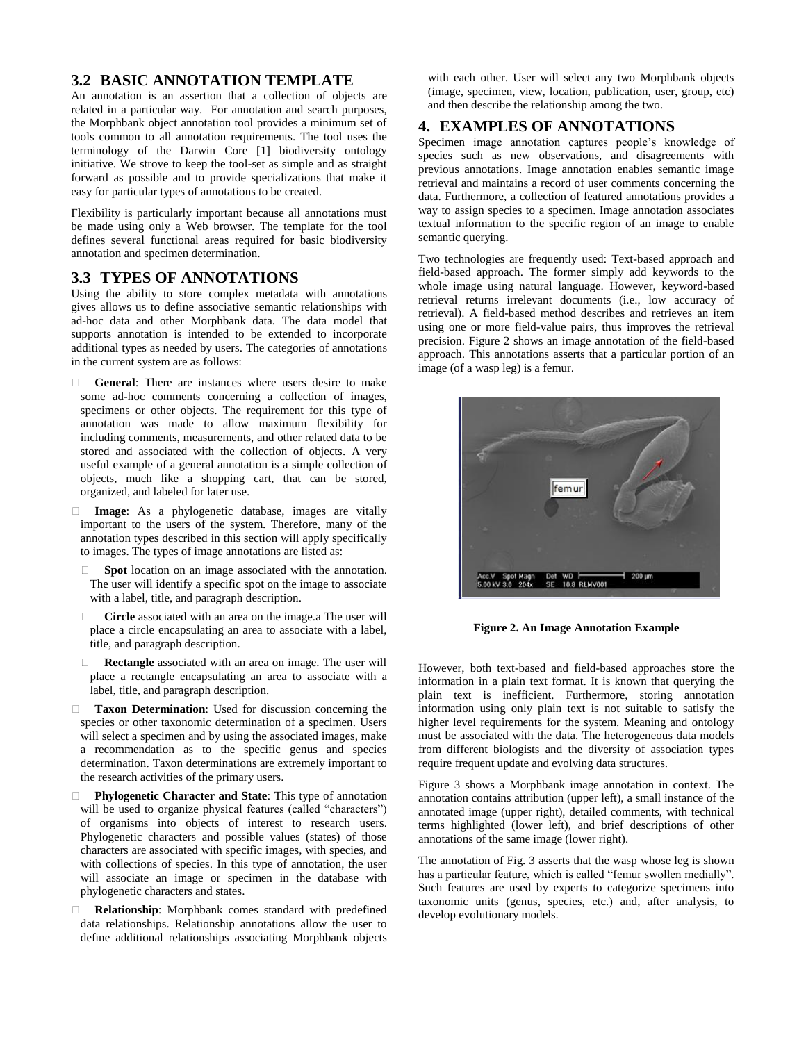## 3.2 BASIC ANNOTATION TEMPLATE

An annotation is an assertion that a collection of objects are related in a particular way. For annotation and search purposes, the Morphbank object annotation tool provides a minimum set of tools common to all annotation requirements. The tool uses the terminology of the Darwin Core [1] biodiversity ontology initiative. We strove to keep the tool-set as simple and as straight forward as possible and to provide specializations that make it easy for particular types of annotations to be created.

Flexibility is particularly important because all annotations must be made using only a Web browser. The template for the tool defines several functional areas required for basic biodiversity annotation and specimen determination.

## 3.3 TYPES OF ANNOTATIONS

Using the ability to store complex metadata with annotations gives allows us to define associative semantic relationships with ad-hoc data and other Morphbank data. The data model that supports annotation is intended to be extended to incorporate additional types as needed by users. The categories of annotations in the current system are as follows:

- **General**: There are instances where users desire to make some ad-hoc comments concerning a collection of images, specimens or other objects. The requirement for this type of annotation was made to allow maximum flexibility for including comments, measurements, and other related data to be stored and associated with the collection of objects. A very useful example of a general annotation is a simple collection of objects, much like a shopping cart, that can be stored, organized, and labeled for later use.
- **Image**: As a phylogenetic database, images are vitally important to the users of the system. Therefore, many of the annotation types described in this section will apply specifically to images. The types of image annotations are listed as:
  - **Spot** location on an image associated with the annotation. The user will identify a specific spot on the image to associate with a label, title, and paragraph description.
  - **Circle** associated with an area on the image.a The user will place a circle encapsulating an area to associate with a label, title, and paragraph description.
  - **Rectangle** associated with an area on image. The user will place a rectangle encapsulating an area to associate with a label, title, and paragraph description.
- **Taxon Determination**: Used for discussion concerning the species or other taxonomic determination of a specimen. Users will select a specimen and by using the associated images, make a recommendation as to the specific genus and species determination. Taxon determinations are extremely important to the research activities of the primary users.
- **Phylogenetic Character and State**: This type of annotation will be used to organize physical features (called "characters") of organisms into objects of interest to research users. Phylogenetic characters and possible values (states) of those characters are associated with specific images, with species, and with collections of species. In this type of annotation, the user will associate an image or specimen in the database with phylogenetic characters and states.
- **Relationship**: Morphbank comes standard with predefined data relationships. Relationship annotations allow the user to define additional relationships associating Morphbank objects with each other. User will select any two Morphbank objects (image, specimen, view, location, publication, user, group, etc) and then describe the relationship among the two.

## 4. EXAMPLES OF ANNOTATIONS

Specimen image annotation captures people's knowledge of species such as new observations, and disagreements with previous annotations. Image annotation enables semantic image retrieval and maintains a record of user comments concerning the data. Furthermore, a collection of featured annotations provides a way to assign species to a specimen. Image annotation associates textual information to the specific region of an image to enable semantic querying.

Two technologies are frequently used: Text-based approach and field-based approach. The former simply add keywords to the whole image using natural language. However, keyword-based retrieval returns irrelevant documents (i.e., low accuracy of retrieval). A field-based method describes and retrieves an item using one or more field-value pairs, thus improves the retrieval precision. Figure 2 shows an image annotation of the field-based approach. This annotations asserts that a particular portion of an image (of a wasp leg) is a femur.

**Figure 2. An Image Annotation Example**

However, both text-based and field-based approaches store the information in a plain text format. It is known that querying the plain text is inefficient. Furthermore, storing annotation information using only plain text is not suitable to satisfy the higher level requirements for the system. Meaning and ontology must be associated with the data. The heterogeneous data models from different biologists and the diversity of association types require frequent update and evolving data structures.

Figure 3 shows a Morphbank image annotation in context. The annotation contains attribution (upper left), a small instance of the annotated image (upper right), detailed comments, with technical terms highlighted (lower left), and brief descriptions of other annotations of the same image (lower right).

The annotation of Fig. 3 asserts that the wasp whose leg is shown has a particular feature, which is called "femur swollen medially". Such features are used by experts to categorize specimens into taxonomic units (genus, species, etc.) and, after analysis, to develop evolutionary models.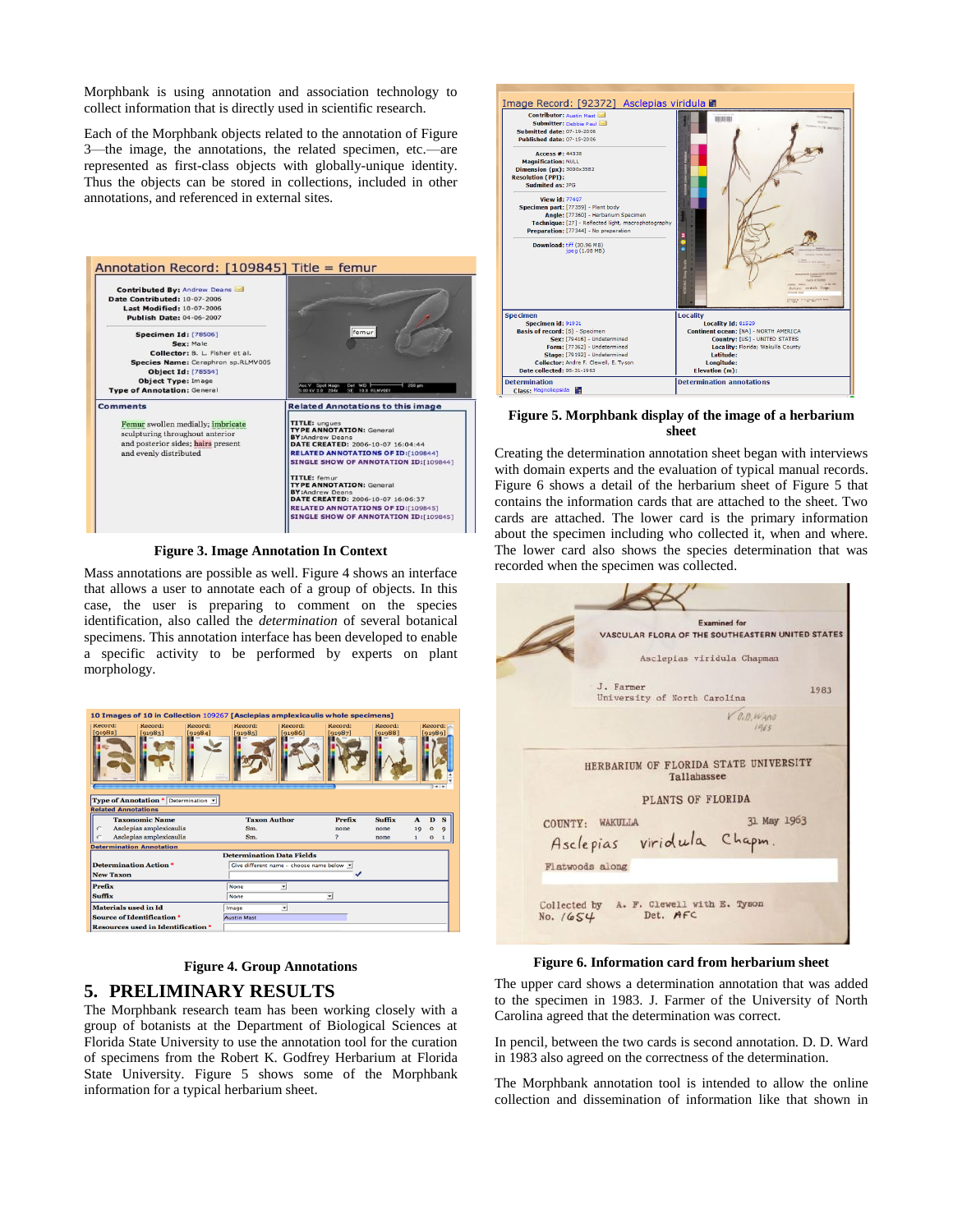Morphbank is using annotation and association technology to collect information that is directly used in scientific research.

Each of the Morphbank objects related to the annotation of Figure 3—the image, the annotations, the related specimen, etc.—are represented as first-class objects with globally-unique identity. Thus the objects can be stored in collections, included in other annotations, and referenced in external sites.

**Figure 3. Image Annotation In Context**

Mass annotations are possible as well. Figure 4 shows an interface that allows a user to annotate each of a group of objects. In this case, the user is preparing to comment on the species identification, also called the *determination* of several botanical specimens. This annotation interface has been developed to enable a specific activity to be performed by experts on plant morphology.

**Figure 4. Group Annotations**

## 5. PRELIMINARY RESULTS

The Morphbank research team has been working closely with a group of botanists at the Department of Biological Sciences at Florida State University to use the annotation tool for the curation of specimens from the Robert K. Godfrey Herbarium at Florida State University. Figure 5 shows some of the Morphbank information for a typical herbarium sheet.

**Figure 5. Morphbank display of the image of a herbarium sheet**

Creating the determination annotation sheet began with interviews with domain experts and the evaluation of typical manual records. Figure 6 shows a detail of the herbarium sheet of Figure 5 that contains the information cards that are attached to the sheet. Two cards are attached. The lower card is the primary information about the specimen including who collected it, when and where. The lower card also shows the species determination that was recorded when the specimen was collected.

**Figure 6. Information card from herbarium sheet**

The upper card shows a determination annotation that was added to the specimen in 1983. J. Farmer of the University of North Carolina agreed that the determination was correct.

In pencil, between the two cards is second annotation. D. D. Ward in 1983 also agreed on the correctness of the determination.

The Morphbank annotation tool is intended to allow the online collection and dissemination of information like that shown in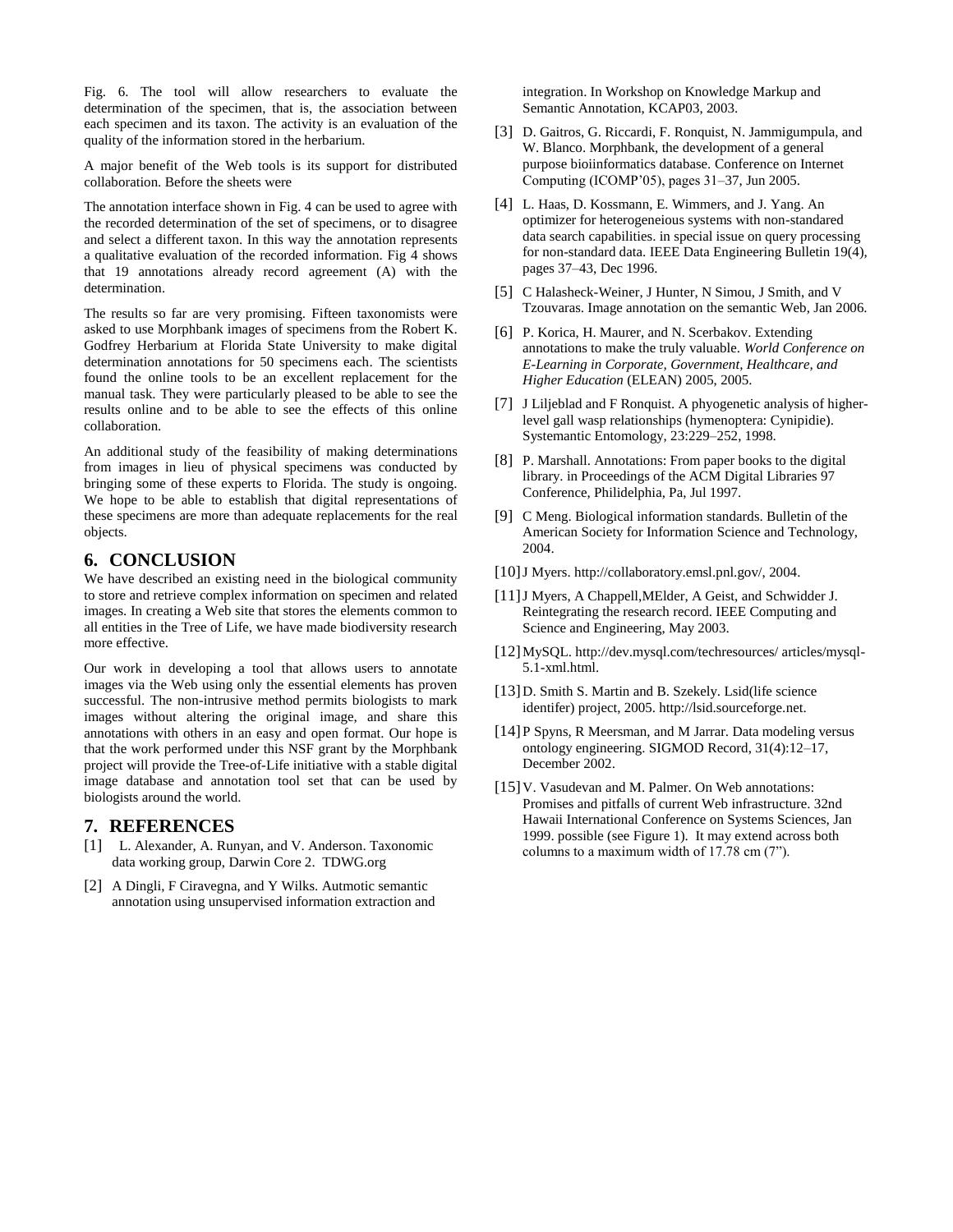Fig. 6. The tool will allow researchers to evaluate the determination of the specimen, that is, the association between each specimen and its taxon. The activity is an evaluation of the quality of the information stored in the herbarium.

A major benefit of the Web tools is its support for distributed collaboration. Before the sheets were

The annotation interface shown in Fig. 4 can be used to agree with the recorded determination of the set of specimens, or to disagree and select a different taxon. In this way the annotation represents a qualitative evaluation of the recorded information. Fig 4 shows that 19 annotations already record agreement (A) with the determination.

The results so far are very promising. Fifteen taxonomists were asked to use Morphbank images of specimens from the Robert K. Godfrey Herbarium at Florida State University to make digital determination annotations for 50 specimens each. The scientists found the online tools to be an excellent replacement for the manual task. They were particularly pleased to be able to see the results online and to be able to see the effects of this online collaboration.

An additional study of the feasibility of making determinations from images in lieu of physical specimens was conducted by bringing some of these experts to Florida. The study is ongoing. We hope to be able to establish that digital representations of these specimens are more than adequate replacements for the real objects.

## 6. CONCLUSION

We have described an existing need in the biological community to store and retrieve complex information on specimen and related images. In creating a Web site that stores the elements common to all entities in the Tree of Life, we have made biodiversity research more effective.

Our work in developing a tool that allows users to annotate images via the Web using only the essential elements has proven successful. The non-intrusive method permits biologists to mark images without altering the original image, and share this annotations with others in an easy and open format. Our hope is that the work performed under this NSF grant by the Morphbank project will provide the Tree-of-Life initiative with a stable digital image database and annotation tool set that can be used by biologists around the world.

## 7. REFERENCES

[1] L. Alexander, A. Runyan, and V. Anderson. Taxonomic data working group, Darwin Core 2. TDWG.org

[2] A Dingli, F Ciravegna, and Y Wilks. Autmotic semantic annotation using unsupervised information extraction and integration. In Workshop on Knowledge Markup and Semantic Annotation, KCAP03, 2003.

[3] D. Gaitros, G. Riccardi, F. Ronquist, N. Jammigumpula, and W. Blanco. Morphbank, the development of a general purpose bioiinformatics database. Conference on Internet Computing (ICOMP'05), pages 31–37, Jun 2005.

[4] L. Haas, D. Kossmann, E. Wimmers, and J. Yang. An optimizer for heterogeneious systems with non-standared data search capabilities. in special issue on query processing for non-standard data. IEEE Data Engineering Bulletin 19(4), pages 37–43, Dec 1996.

[5] C Halasheck-Weiner, J Hunter, N Simou, J Smith, and V Tzouvaras. Image annotation on the semantic Web, Jan 2006.

[6] P. Korica, H. Maurer, and N. Scerbakov. Extending annotations to make the truly valuable. *World Conference on E-Learning in Corporate, Government, Healthcare, and Higher Education* (ELEAN) 2005, 2005.

[7] J Liljeblad and F Ronquist. A phyogenetic analysis of higher-level gall wasp relationships (hymenoptera: Cynipidie). Systemantic Entomology, 23:229–252, 1998.

[8] P. Marshall. Annotations: From paper books to the digital library. in Proceedings of the ACM Digital Libraries 97 Conference, Philidelphia, Pa, Jul 1997.

[9] C Meng. Biological information standards. Bulletin of the American Society for Information Science and Technology, 2004.

[10] J Myers. http://collaboratory.emsl.pnl.gov/, 2004.

[11] J Myers, A Chappell,MElder, A Geist, and Schwidder J. Reintegrating the research record. IEEE Computing and Science and Engineering, May 2003.

[12] MySQL. http://dev.mysql.com/techresources/ articles/mysql-5.1-xml.html.

[13] D. Smith S. Martin and B. Szekely. Lsid(life science identifer) project, 2005. http://lsid.sourceforge.net.

[14] P Spyns, R Meersman, and M Jarrar. Data modeling versus ontology engineering. SIGMOD Record, 31(4):12–17, December 2002.

[15] V. Vasudevan and M. Palmer. On Web annotations: Promises and pitfalls of current Web infrastructure. 32nd Hawaii International Conference on Systems Sciences, Jan 1999. possible (see Figure 1). It may extend across both columns to a maximum width of 17.78 cm (7").